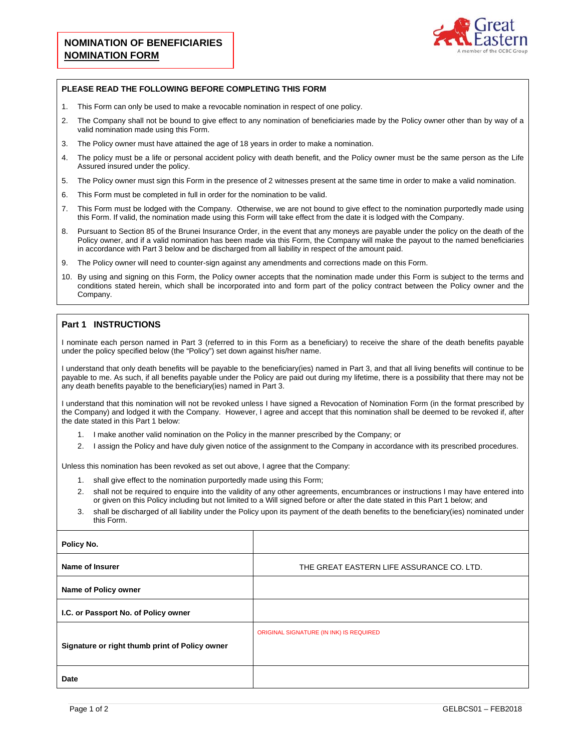# NOMINATION OF BENEFICIARIES
## NOMINATION FORM

Great Eastern
A member of the OCBC Group

**PLEASE READ THE FOLLOWING BEFORE COMPLETING THIS FORM**

1. This Form can only be used to make a revocable nomination in respect of one policy.
2. The Company shall not be bound to give effect to any nomination of beneficiaries made by the Policy owner other than by way of a valid nomination made using this Form.
3. The Policy owner must have attained the age of 18 years in order to make a nomination.
4. The policy must be a life or personal accident policy with death benefit, and the Policy owner must be the same person as the Life Assured insured under the policy.
5. The Policy owner must sign this Form in the presence of 2 witnesses present at the same time in order to make a valid nomination.
6. This Form must be completed in full in order for the nomination to be valid.
7. This Form must be lodged with the Company. Otherwise, we are not bound to give effect to the nomination purportedly made using this Form. If valid, the nomination made using this Form will take effect from the date it is lodged with the Company.
8. Pursuant to Section 85 of the Brunei Insurance Order, in the event that any moneys are payable under the policy on the death of the Policy owner, and if a valid nomination has been made via this Form, the Company will make the payout to the named beneficiaries in accordance with Part 3 below and be discharged from all liability in respect of the amount paid.
9. The Policy owner will need to counter-sign against any amendments and corrections made on this Form.
10. By using and signing on this Form, the Policy owner accepts that the nomination made under this Form is subject to the terms and conditions stated herein, which shall be incorporated into and form part of the policy contract between the Policy owner and the Company.

## Part 1 INSTRUCTIONS

I nominate each person named in Part 3 (referred to in this Form as a beneficiary) to receive the share of the death benefits payable under the policy specified below (the "Policy") set down against his/her name.

I understand that only death benefits will be payable to the beneficiary(ies) named in Part 3, and that all living benefits will continue to be payable to me. As such, if all benefits payable under the Policy are paid out during my lifetime, there is a possibility that there may not be any death benefits payable to the beneficiary(ies) named in Part 3.

I understand that this nomination will not be revoked unless I have signed a Revocation of Nomination Form (in the format prescribed by the Company) and lodged it with the Company. However, I agree and accept that this nomination shall be deemed to be revoked if, after the date stated in this Part 1 below:

1. I make another valid nomination on the Policy in the manner prescribed by the Company; or
2. I assign the Policy and have duly given notice of the assignment to the Company in accordance with its prescribed procedures.

Unless this nomination has been revoked as set out above, I agree that the Company:

1. shall give effect to the nomination purportedly made using this Form;
2. shall not be required to enquire into the validity of any other agreements, encumbrances or instructions I may have entered into or given on this Policy including but not limited to a Will signed before or after the date stated in this Part 1 below; and
3. shall be discharged of all liability under the Policy upon its payment of the death benefits to the beneficiary(ies) nominated under this Form.

| | |
|---|---|
| **Policy No.** | |
| **Name of Insurer** | THE GREAT EASTERN LIFE ASSURANCE CO. LTD. |
| **Name of Policy owner** | |
| **I.C. or Passport No. of Policy owner** | |
| **Signature or right thumb print of Policy owner** | ORIGINAL SIGNATURE (IN INK) IS REQUIRED |
| **Date** | |

GELBCS01 – FEB2018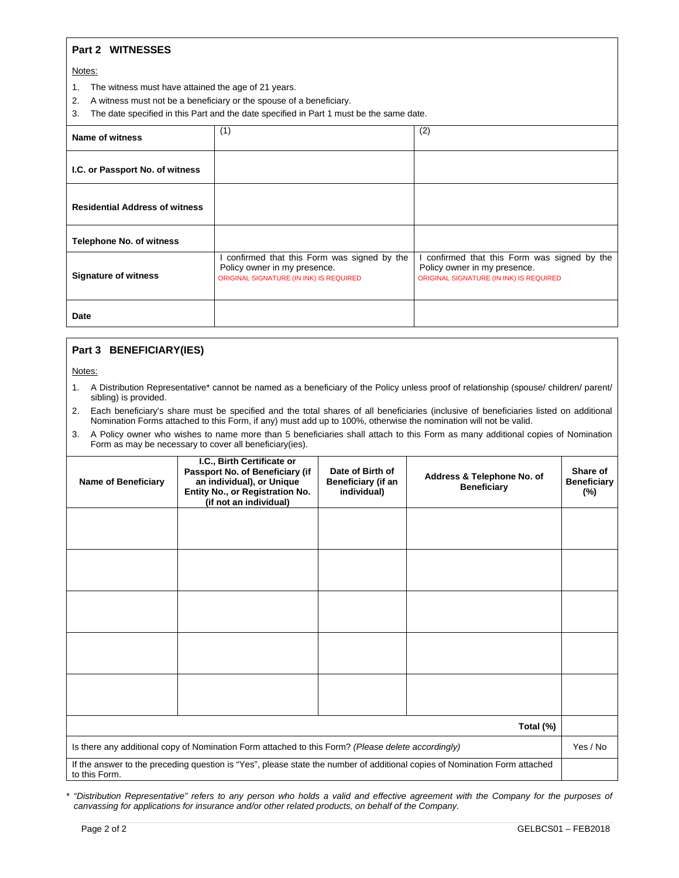## Part 2 WITNESSES

Notes:

1. The witness must have attained the age of 21 years.
2. A witness must not be a beneficiary or the spouse of a beneficiary.
3. The date specified in this Part and the date specified in Part 1 must be the same date.

| | | |
|---|---|---|
| **Name of witness** | (1) | (2) |
| **I.C. or Passport No. of witness** | | |
| **Residential Address of witness** | | |
| **Telephone No. of witness** | | |
| **Signature of witness** | I confirmed that this Form was signed by the Policy owner in my presence. ORIGINAL SIGNATURE (IN INK) IS REQUIRED | I confirmed that this Form was signed by the Policy owner in my presence. ORIGINAL SIGNATURE (IN INK) IS REQUIRED |
| **Date** | | |

## Part 3 BENEFICIARY(IES)

Notes:

1. A Distribution Representative* cannot be named as a beneficiary of the Policy unless proof of relationship (spouse/ children/ parent/ sibling) is provided.
2. Each beneficiary's share must be specified and the total shares of all beneficiaries (inclusive of beneficiaries listed on additional Nomination Forms attached to this Form, if any) must add up to 100%, otherwise the nomination will not be valid.
3. A Policy owner who wishes to name more than 5 beneficiaries shall attach to this Form as many additional copies of Nomination Form as may be necessary to cover all beneficiary(ies).

| Name of Beneficiary | I.C., Birth Certificate or Passport No. of Beneficiary (if an individual), or Unique Entity No., or Registration No. (if not an individual) | Date of Birth of Beneficiary (if an individual) | Address & Telephone No. of Beneficiary | Share of Beneficiary (%) |
|---|---|---|---|---|
| | | | | |
| | | | | |
| | | | | |
| | | | | |
| | | | | |
| | | | **Total (%)** | |

| | |
|---|---|
| Is there any additional copy of Nomination Form attached to this Form? *(Please delete accordingly)* | Yes / No |
| If the answer to the preceding question is "Yes", please state the number of additional copies of Nomination Form attached to this Form. | |

\* *"Distribution Representative" refers to any person who holds a valid and effective agreement with the Company for the purposes of canvassing for applications for insurance and/or other related products, on behalf of the Company.*

GELBCS01 – FEB2018